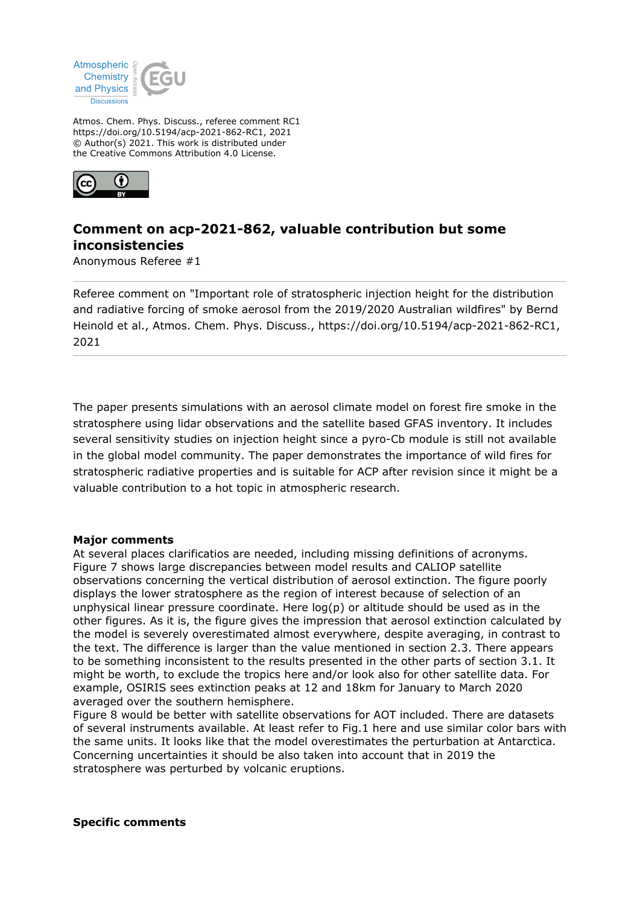Atmospheric Chemistry and Physics Discussions

Atmos. Chem. Phys. Discuss., referee comment RC1
https://doi.org/10.5194/acp-2021-862-RC1, 2021
© Author(s) 2021. This work is distributed under
the Creative Commons Attribution 4.0 License.

# Comment on acp-2021-862, valuable contribution but some inconsistencies

Anonymous Referee #1

---

Referee comment on "Important role of stratospheric injection height for the distribution and radiative forcing of smoke aerosol from the 2019/2020 Australian wildfires" by Bernd Heinold et al., Atmos. Chem. Phys. Discuss., https://doi.org/10.5194/acp-2021-862-RC1, 2021

---

The paper presents simulations with an aerosol climate model on forest fire smoke in the stratosphere using lidar observations and the satellite based GFAS inventory. It includes several sensitivity studies on injection height since a pyro-Cb module is still not available in the global model community. The paper demonstrates the importance of wild fires for stratospheric radiative properties and is suitable for ACP after revision since it might be a valuable contribution to a hot topic in atmospheric research.

**Major comments**

At several places clarificatios are needed, including missing definitions of acronyms. Figure 7 shows large discrepancies between model results and CALIOP satellite observations concerning the vertical distribution of aerosol extinction. The figure poorly displays the lower stratosphere as the region of interest because of selection of an unphysical linear pressure coordinate. Here log(p) or altitude should be used as in the other figures. As it is, the figure gives the impression that aerosol extinction calculated by the model is severely overestimated almost everywhere, despite averaging, in contrast to the text. The difference is larger than the value mentioned in section 2.3. There appears to be something inconsistent to the results presented in the other parts of section 3.1. It might be worth, to exclude the tropics here and/or look also for other satellite data. For example, OSIRIS sees extinction peaks at 12 and 18km for January to March 2020 averaged over the southern hemisphere.

Figure 8 would be better with satellite observations for AOT included. There are datasets of several instruments available. At least refer to Fig.1 here and use similar color bars with the same units. It looks like that the model overestimates the perturbation at Antarctica. Concerning uncertainties it should be also taken into account that in 2019 the stratosphere was perturbed by volcanic eruptions.

**Specific comments**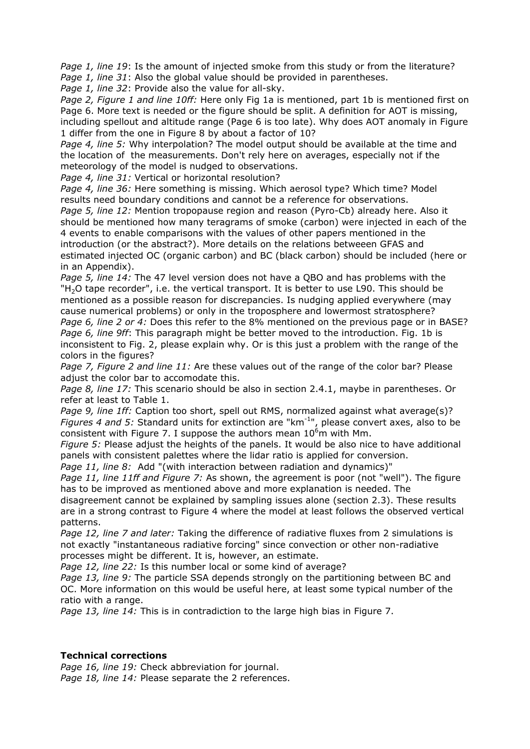*Page 1, line 19*: Is the amount of injected smoke from this study or from the literature?

*Page 1, line 31*: Also the global value should be provided in parentheses.

*Page 1, line 32*: Provide also the value for all-sky.

*Page 2, Figure 1 and line 10ff:* Here only Fig 1a is mentioned, part 1b is mentioned first on Page 6. More text is needed or the figure should be split. A definition for AOT is missing, including spellout and altitude range (Page 6 is too late). Why does AOT anomaly in Figure 1 differ from the one in Figure 8 by about a factor of 10?

*Page 4, line 5:* Why interpolation? The model output should be available at the time and the location of the measurements. Don't rely here on averages, especially not if the meteorology of the model is nudged to observations.

*Page 4, line 31:* Vertical or horizontal resolution?

*Page 4, line 36:* Here something is missing. Which aerosol type? Which time? Model results need boundary conditions and cannot be a reference for observations.

*Page 5, line 12:* Mention tropopause region and reason (Pyro-Cb) already here. Also it should be mentioned how many teragrams of smoke (carbon) were injected in each of the 4 events to enable comparisons with the values of other papers mentioned in the introduction (or the abstract?). More details on the relations betweeen GFAS and estimated injected OC (organic carbon) and BC (black carbon) should be included (here or in an Appendix).

*Page 5, line 14:* The 47 level version does not have a QBO and has problems with the "$H_2O$ tape recorder", i.e. the vertical transport. It is better to use L90. This should be mentioned as a possible reason for discrepancies. Is nudging applied everywhere (may cause numerical problems) or only in the troposphere and lowermost stratosphere?

*Page 6, line 2 or 4:* Does this refer to the 8% mentioned on the previous page or in BASE?

*Page 6, line 9ff*: This paragraph might be better moved to the introduction. Fig. 1b is inconsistent to Fig. 2, please explain why. Or is this just a problem with the range of the colors in the figures?

*Page 7, Figure 2 and line 11:* Are these values out of the range of the color bar? Please adjust the color bar to accomodate this.

*Page 8, line 17:* This scenario should be also in section 2.4.1, maybe in parentheses. Or refer at least to Table 1.

*Page 9, line 1ff:* Caption too short, spell out RMS, normalized against what average(s)?

*Figures 4 and 5:* Standard units for extinction are "$km^{-1}$", please convert axes, also to be consistent with Figure 7. I suppose the authors mean $10^6$m with Mm.

*Figure 5:* Please adjust the heights of the panels. It would be also nice to have additional panels with consistent palettes where the lidar ratio is applied for conversion.

*Page 11, line 8:* Add "(with interaction between radiation and dynamics)"

*Page 11, line 11ff and Figure 7:* As shown, the agreement is poor (not "well"). The figure has to be improved as mentioned above and more explanation is needed. The disagreement cannot be explained by sampling issues alone (section 2.3). These results are in a strong contrast to Figure 4 where the model at least follows the observed vertical patterns.

*Page 12, line 7 and later:* Taking the difference of radiative fluxes from 2 simulations is not exactly "instantaneous radiative forcing" since convection or other non-radiative processes might be different. It is, however, an estimate.

*Page 12, line 22:* Is this number local or some kind of average?

*Page 13, line 9:* The particle SSA depends strongly on the partitioning between BC and OC. More information on this would be useful here, at least some typical number of the ratio with a range.

*Page 13, line 14:* This is in contradiction to the large high bias in Figure 7.

**Technical corrections**

*Page 16, line 19:* Check abbreviation for journal.

*Page 18, line 14:* Please separate the 2 references.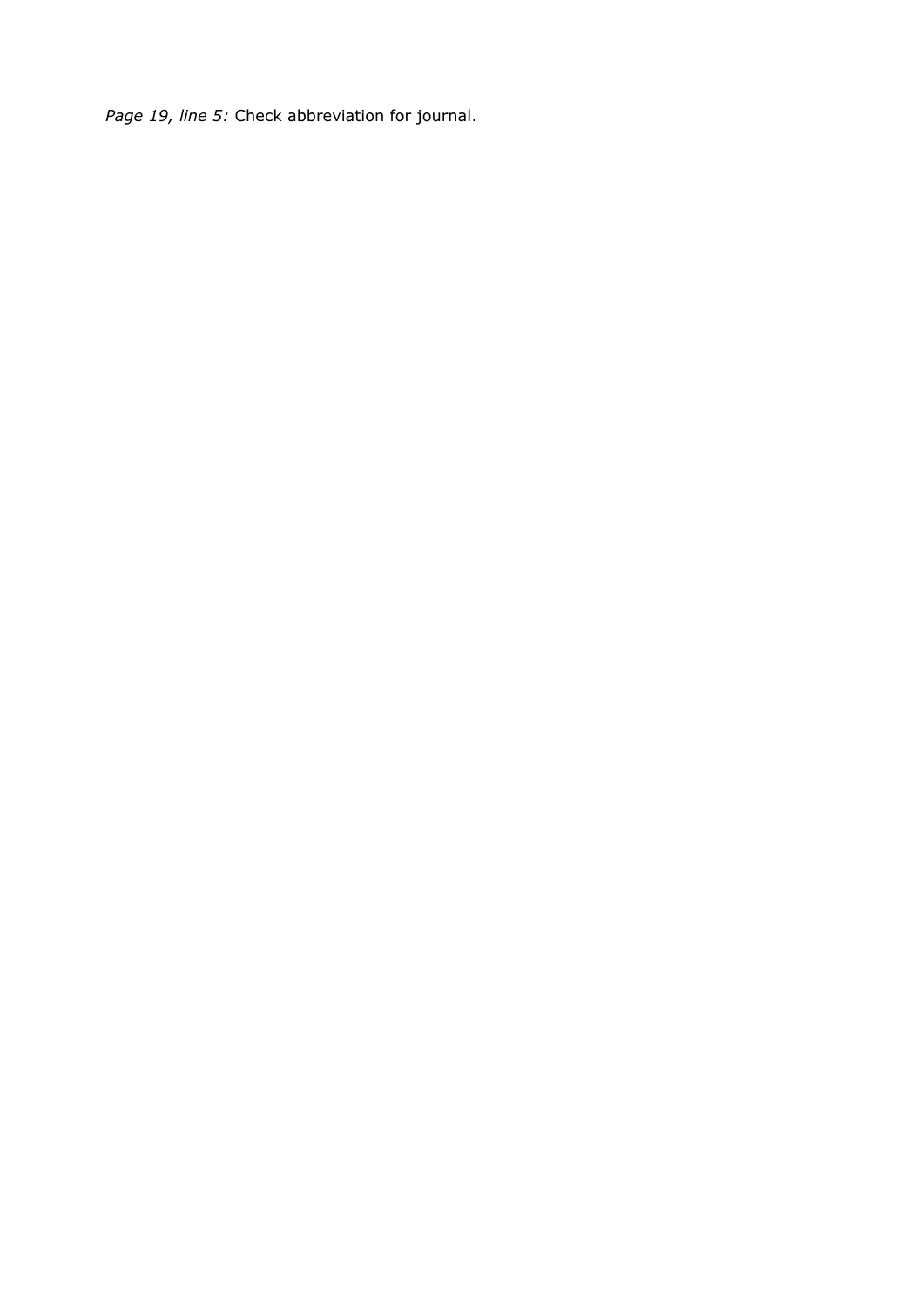*Page 19, line 5:* Check abbreviation for journal.